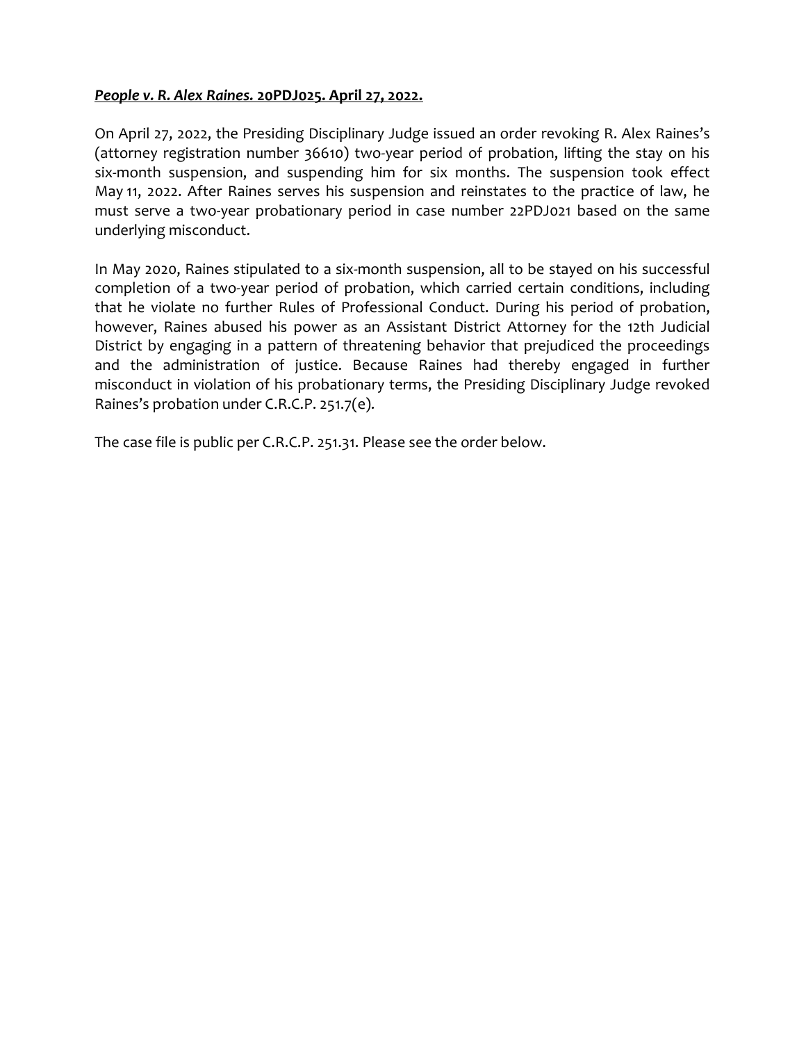***People v. R. Alex Raines.* 20PDJ025. April 27, 2022.**

On April 27, 2022, the Presiding Disciplinary Judge issued an order revoking R. Alex Raines's (attorney registration number 36610) two-year period of probation, lifting the stay on his six-month suspension, and suspending him for six months. The suspension took effect May 11, 2022. After Raines serves his suspension and reinstates to the practice of law, he must serve a two-year probationary period in case number 22PDJ021 based on the same underlying misconduct.

In May 2020, Raines stipulated to a six-month suspension, all to be stayed on his successful completion of a two-year period of probation, which carried certain conditions, including that he violate no further Rules of Professional Conduct. During his period of probation, however, Raines abused his power as an Assistant District Attorney for the 12th Judicial District by engaging in a pattern of threatening behavior that prejudiced the proceedings and the administration of justice. Because Raines had thereby engaged in further misconduct in violation of his probationary terms, the Presiding Disciplinary Judge revoked Raines's probation under C.R.C.P. 251.7(e).

The case file is public per C.R.C.P. 251.31. Please see the order below.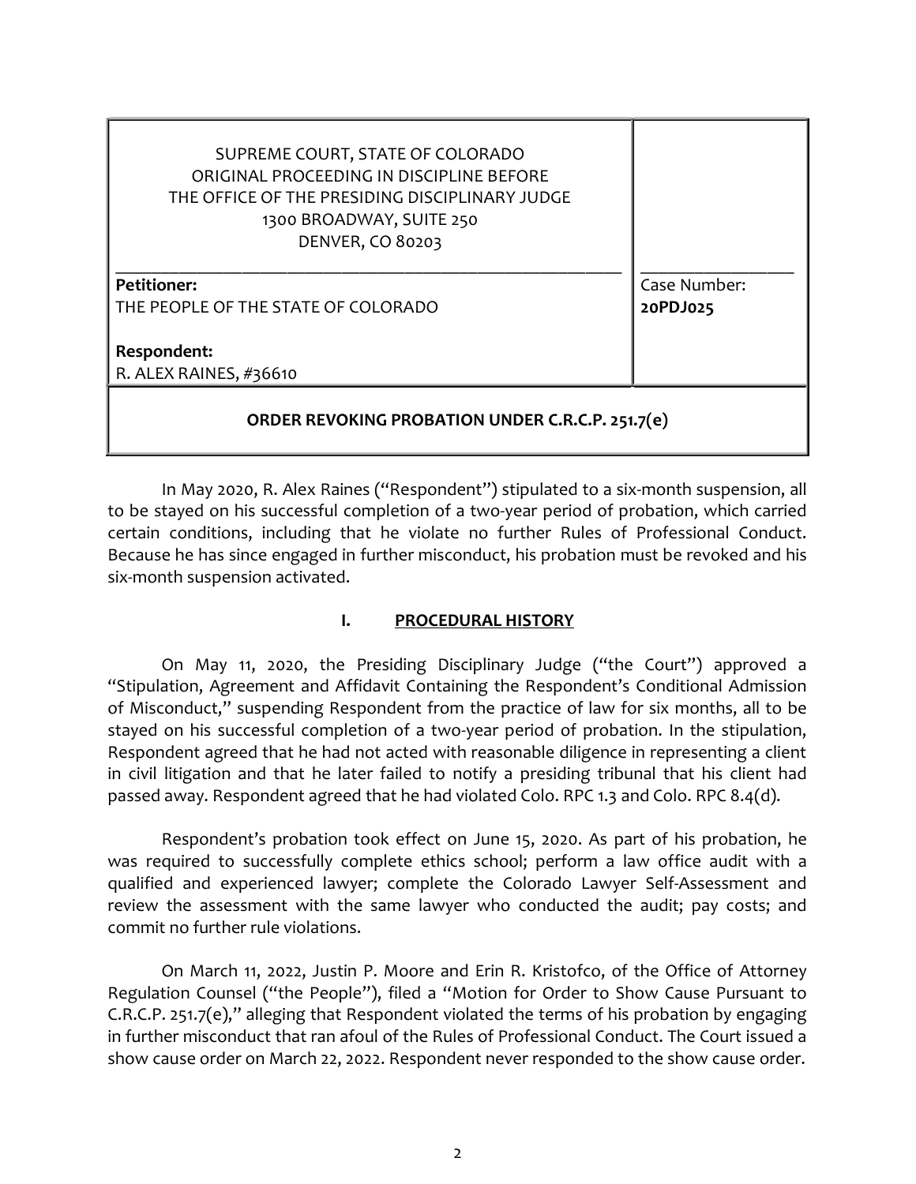| SUPREME COURT, STATE OF COLORADO<br>ORIGINAL PROCEEDING IN DISCIPLINE BEFORE<br>THE OFFICE OF THE PRESIDING DISCIPLINARY JUDGE<br>1300 BROADWAY, SUITE 250<br>DENVER, CO 80203 | |
|---|---|
| **Petitioner:**<br>THE PEOPLE OF THE STATE OF COLORADO<br><br>**Respondent:**<br>R. ALEX RAINES, #36610 | Case Number:<br>**20PDJ025** |
| **ORDER REVOKING PROBATION UNDER C.R.C.P. 251.7(e)** | |

In May 2020, R. Alex Raines ("Respondent") stipulated to a six-month suspension, all to be stayed on his successful completion of a two-year period of probation, which carried certain conditions, including that he violate no further Rules of Professional Conduct. Because he has since engaged in further misconduct, his probation must be revoked and his six-month suspension activated.

## I. PROCEDURAL HISTORY

On May 11, 2020, the Presiding Disciplinary Judge ("the Court") approved a "Stipulation, Agreement and Affidavit Containing the Respondent's Conditional Admission of Misconduct," suspending Respondent from the practice of law for six months, all to be stayed on his successful completion of a two-year period of probation. In the stipulation, Respondent agreed that he had not acted with reasonable diligence in representing a client in civil litigation and that he later failed to notify a presiding tribunal that his client had passed away. Respondent agreed that he had violated Colo. RPC 1.3 and Colo. RPC 8.4(d).

Respondent's probation took effect on June 15, 2020. As part of his probation, he was required to successfully complete ethics school; perform a law office audit with a qualified and experienced lawyer; complete the Colorado Lawyer Self-Assessment and review the assessment with the same lawyer who conducted the audit; pay costs; and commit no further rule violations.

On March 11, 2022, Justin P. Moore and Erin R. Kristofco, of the Office of Attorney Regulation Counsel ("the People"), filed a "Motion for Order to Show Cause Pursuant to C.R.C.P. 251.7(e)," alleging that Respondent violated the terms of his probation by engaging in further misconduct that ran afoul of the Rules of Professional Conduct. The Court issued a show cause order on March 22, 2022. Respondent never responded to the show cause order.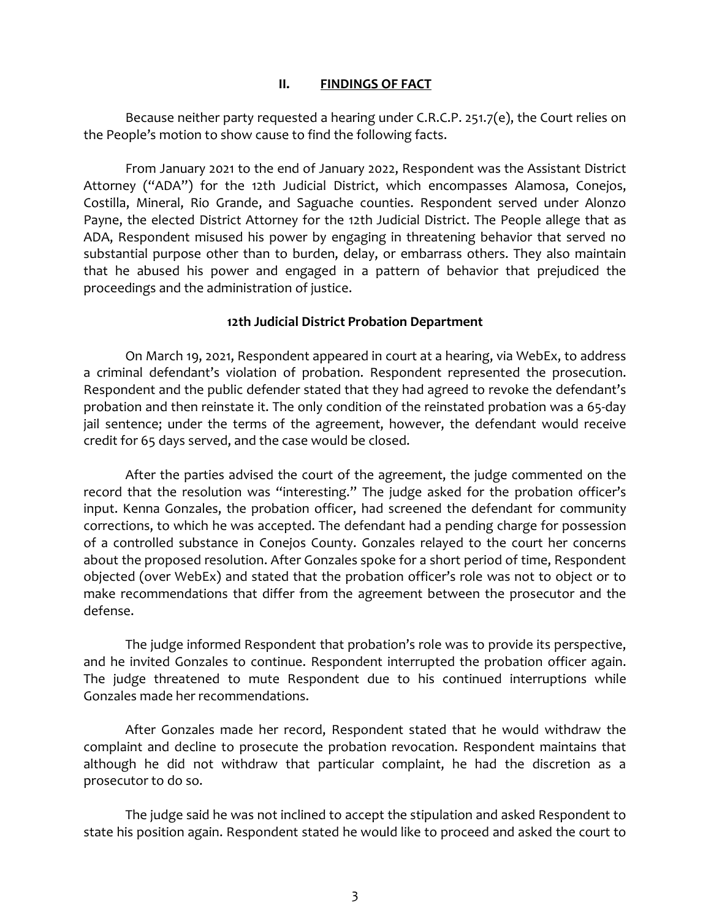## II. FINDINGS OF FACT

Because neither party requested a hearing under C.R.C.P. 251.7(e), the Court relies on the People's motion to show cause to find the following facts.

From January 2021 to the end of January 2022, Respondent was the Assistant District Attorney ("ADA") for the 12th Judicial District, which encompasses Alamosa, Conejos, Costilla, Mineral, Rio Grande, and Saguache counties. Respondent served under Alonzo Payne, the elected District Attorney for the 12th Judicial District. The People allege that as ADA, Respondent misused his power by engaging in threatening behavior that served no substantial purpose other than to burden, delay, or embarrass others. They also maintain that he abused his power and engaged in a pattern of behavior that prejudiced the proceedings and the administration of justice.

### 12th Judicial District Probation Department

On March 19, 2021, Respondent appeared in court at a hearing, via WebEx, to address a criminal defendant's violation of probation. Respondent represented the prosecution. Respondent and the public defender stated that they had agreed to revoke the defendant's probation and then reinstate it. The only condition of the reinstated probation was a 65-day jail sentence; under the terms of the agreement, however, the defendant would receive credit for 65 days served, and the case would be closed.

After the parties advised the court of the agreement, the judge commented on the record that the resolution was "interesting." The judge asked for the probation officer's input. Kenna Gonzales, the probation officer, had screened the defendant for community corrections, to which he was accepted. The defendant had a pending charge for possession of a controlled substance in Conejos County. Gonzales relayed to the court her concerns about the proposed resolution. After Gonzales spoke for a short period of time, Respondent objected (over WebEx) and stated that the probation officer's role was not to object or to make recommendations that differ from the agreement between the prosecutor and the defense.

The judge informed Respondent that probation's role was to provide its perspective, and he invited Gonzales to continue. Respondent interrupted the probation officer again. The judge threatened to mute Respondent due to his continued interruptions while Gonzales made her recommendations.

After Gonzales made her record, Respondent stated that he would withdraw the complaint and decline to prosecute the probation revocation. Respondent maintains that although he did not withdraw that particular complaint, he had the discretion as a prosecutor to do so.

The judge said he was not inclined to accept the stipulation and asked Respondent to state his position again. Respondent stated he would like to proceed and asked the court to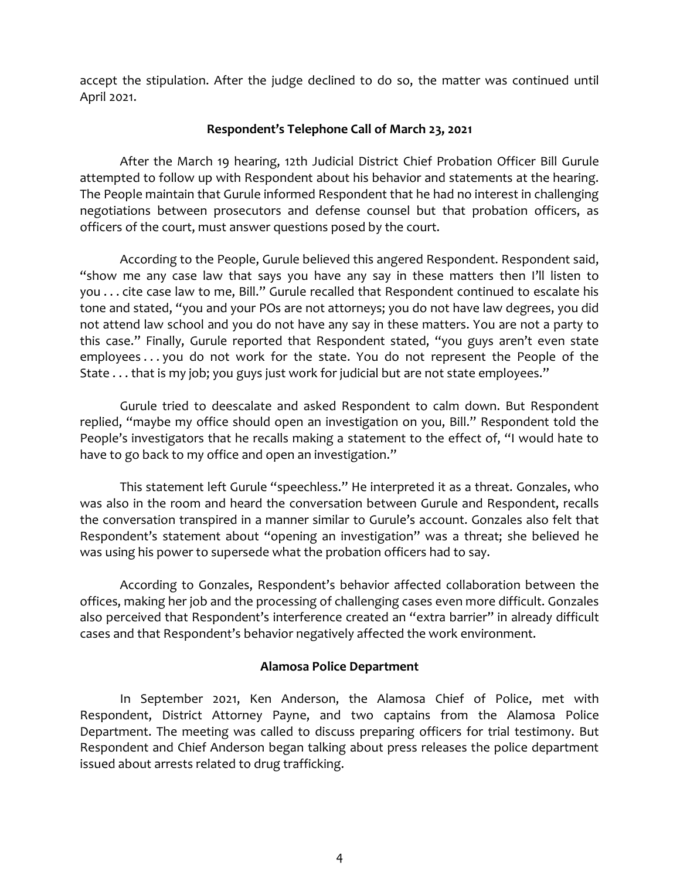accept the stipulation. After the judge declined to do so, the matter was continued until April 2021.

### Respondent's Telephone Call of March 23, 2021

After the March 19 hearing, 12th Judicial District Chief Probation Officer Bill Gurule attempted to follow up with Respondent about his behavior and statements at the hearing. The People maintain that Gurule informed Respondent that he had no interest in challenging negotiations between prosecutors and defense counsel but that probation officers, as officers of the court, must answer questions posed by the court.

According to the People, Gurule believed this angered Respondent. Respondent said, "show me any case law that says you have any say in these matters then I'll listen to you . . . cite case law to me, Bill." Gurule recalled that Respondent continued to escalate his tone and stated, "you and your POs are not attorneys; you do not have law degrees, you did not attend law school and you do not have any say in these matters. You are not a party to this case." Finally, Gurule reported that Respondent stated, "you guys aren't even state employees . . . you do not work for the state. You do not represent the People of the State . . . that is my job; you guys just work for judicial but are not state employees."

Gurule tried to deescalate and asked Respondent to calm down. But Respondent replied, "maybe my office should open an investigation on you, Bill." Respondent told the People's investigators that he recalls making a statement to the effect of, "I would hate to have to go back to my office and open an investigation."

This statement left Gurule "speechless." He interpreted it as a threat. Gonzales, who was also in the room and heard the conversation between Gurule and Respondent, recalls the conversation transpired in a manner similar to Gurule's account. Gonzales also felt that Respondent's statement about "opening an investigation" was a threat; she believed he was using his power to supersede what the probation officers had to say.

According to Gonzales, Respondent's behavior affected collaboration between the offices, making her job and the processing of challenging cases even more difficult. Gonzales also perceived that Respondent's interference created an "extra barrier" in already difficult cases and that Respondent's behavior negatively affected the work environment.

### Alamosa Police Department

In September 2021, Ken Anderson, the Alamosa Chief of Police, met with Respondent, District Attorney Payne, and two captains from the Alamosa Police Department. The meeting was called to discuss preparing officers for trial testimony. But Respondent and Chief Anderson began talking about press releases the police department issued about arrests related to drug trafficking.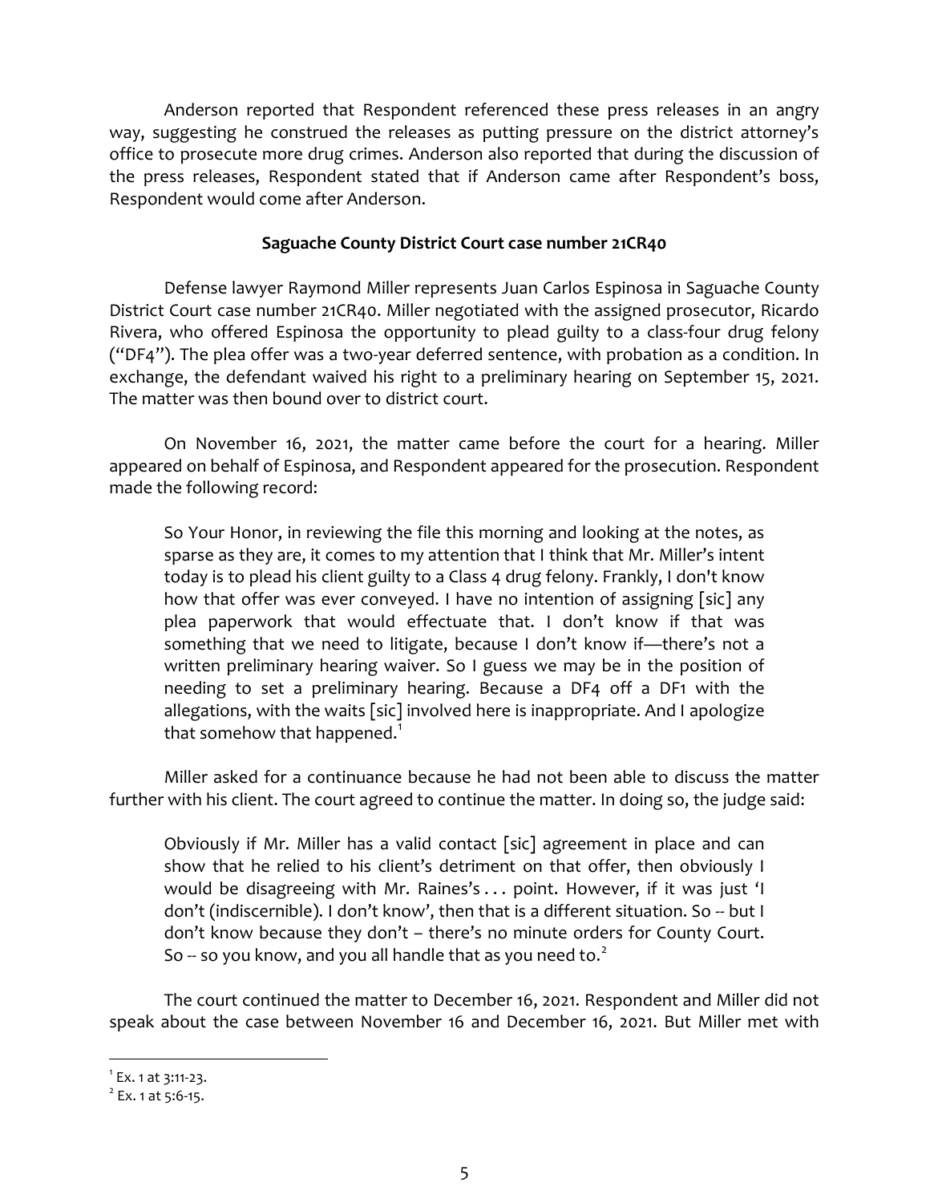Anderson reported that Respondent referenced these press releases in an angry way, suggesting he construed the releases as putting pressure on the district attorney's office to prosecute more drug crimes. Anderson also reported that during the discussion of the press releases, Respondent stated that if Anderson came after Respondent's boss, Respondent would come after Anderson.

### Saguache County District Court case number 21CR40

Defense lawyer Raymond Miller represents Juan Carlos Espinosa in Saguache County District Court case number 21CR40. Miller negotiated with the assigned prosecutor, Ricardo Rivera, who offered Espinosa the opportunity to plead guilty to a class-four drug felony ("DF4"). The plea offer was a two-year deferred sentence, with probation as a condition. In exchange, the defendant waived his right to a preliminary hearing on September 15, 2021. The matter was then bound over to district court.

On November 16, 2021, the matter came before the court for a hearing. Miller appeared on behalf of Espinosa, and Respondent appeared for the prosecution. Respondent made the following record:

> So Your Honor, in reviewing the file this morning and looking at the notes, as sparse as they are, it comes to my attention that I think that Mr. Miller's intent today is to plead his client guilty to a Class 4 drug felony. Frankly, I don't know how that offer was ever conveyed. I have no intention of assigning [sic] any plea paperwork that would effectuate that. I don't know if that was something that we need to litigate, because I don't know if—there's not a written preliminary hearing waiver. So I guess we may be in the position of needing to set a preliminary hearing. Because a DF4 off a DF1 with the allegations, with the waits [sic] involved here is inappropriate. And I apologize that somehow that happened.[1]

Miller asked for a continuance because he had not been able to discuss the matter further with his client. The court agreed to continue the matter. In doing so, the judge said:

> Obviously if Mr. Miller has a valid contact [sic] agreement in place and can show that he relied to his client's detriment on that offer, then obviously I would be disagreeing with Mr. Raines's . . . point. However, if it was just 'I don't (indiscernible). I don't know', then that is a different situation. So -- but I don't know because they don't – there's no minute orders for County Court. So -- so you know, and you all handle that as you need to.[2]

The court continued the matter to December 16, 2021. Respondent and Miller did not speak about the case between November 16 and December 16, 2021. But Miller met with

---

[1] Ex. 1 at 3:11-23.

[2] Ex. 1 at 5:6-15.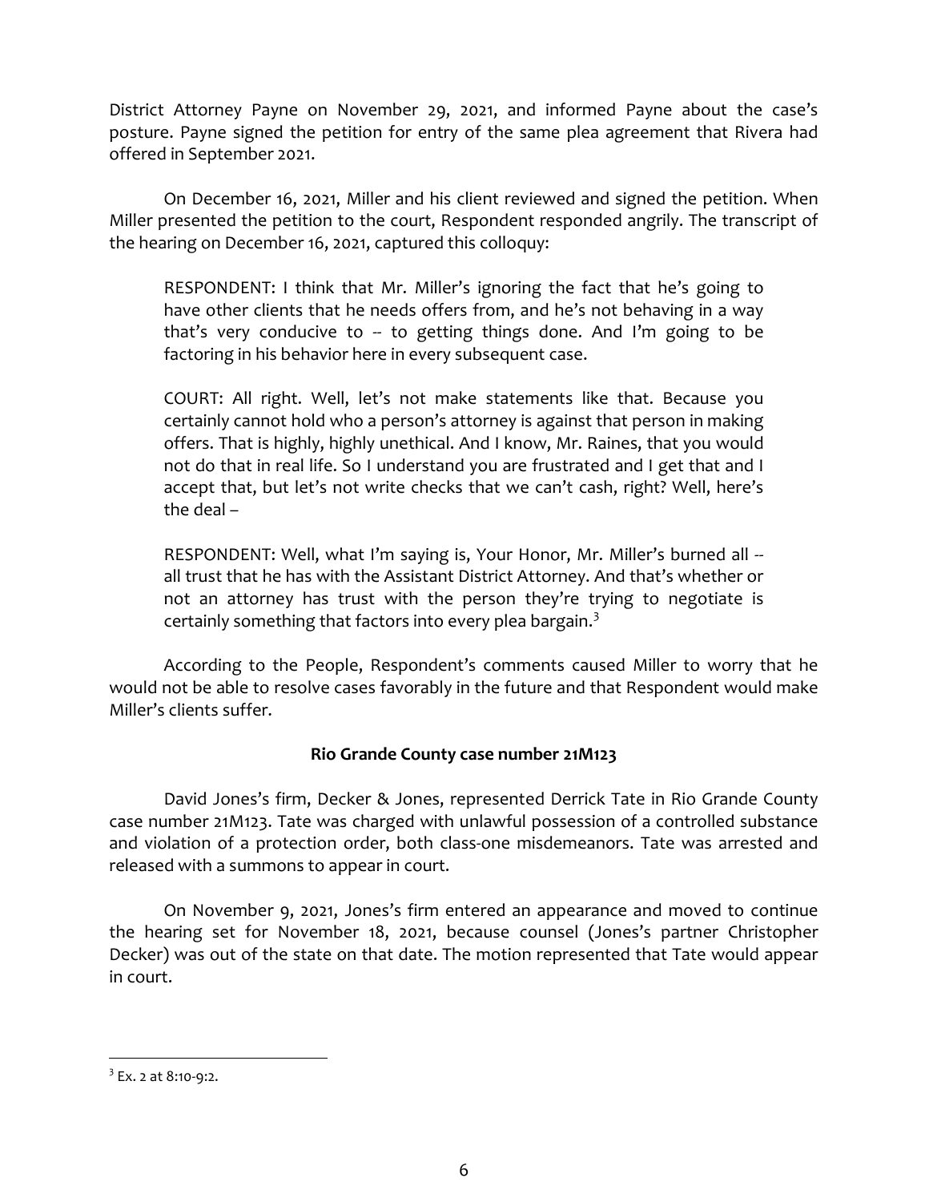District Attorney Payne on November 29, 2021, and informed Payne about the case's posture. Payne signed the petition for entry of the same plea agreement that Rivera had offered in September 2021.

On December 16, 2021, Miller and his client reviewed and signed the petition. When Miller presented the petition to the court, Respondent responded angrily. The transcript of the hearing on December 16, 2021, captured this colloquy:

> RESPONDENT: I think that Mr. Miller's ignoring the fact that he's going to have other clients that he needs offers from, and he's not behaving in a way that's very conducive to -- to getting things done. And I'm going to be factoring in his behavior here in every subsequent case.
>
> COURT: All right. Well, let's not make statements like that. Because you certainly cannot hold who a person's attorney is against that person in making offers. That is highly, highly unethical. And I know, Mr. Raines, that you would not do that in real life. So I understand you are frustrated and I get that and I accept that, but let's not write checks that we can't cash, right? Well, here's the deal –
>
> RESPONDENT: Well, what I'm saying is, Your Honor, Mr. Miller's burned all -- all trust that he has with the Assistant District Attorney. And that's whether or not an attorney has trust with the person they're trying to negotiate is certainly something that factors into every plea bargain.[3]

According to the People, Respondent's comments caused Miller to worry that he would not be able to resolve cases favorably in the future and that Respondent would make Miller's clients suffer.

### Rio Grande County case number 21M123

David Jones's firm, Decker & Jones, represented Derrick Tate in Rio Grande County case number 21M123. Tate was charged with unlawful possession of a controlled substance and violation of a protection order, both class-one misdemeanors. Tate was arrested and released with a summons to appear in court.

On November 9, 2021, Jones's firm entered an appearance and moved to continue the hearing set for November 18, 2021, because counsel (Jones's partner Christopher Decker) was out of the state on that date. The motion represented that Tate would appear in court.

---

[3] Ex. 2 at 8:10-9:2.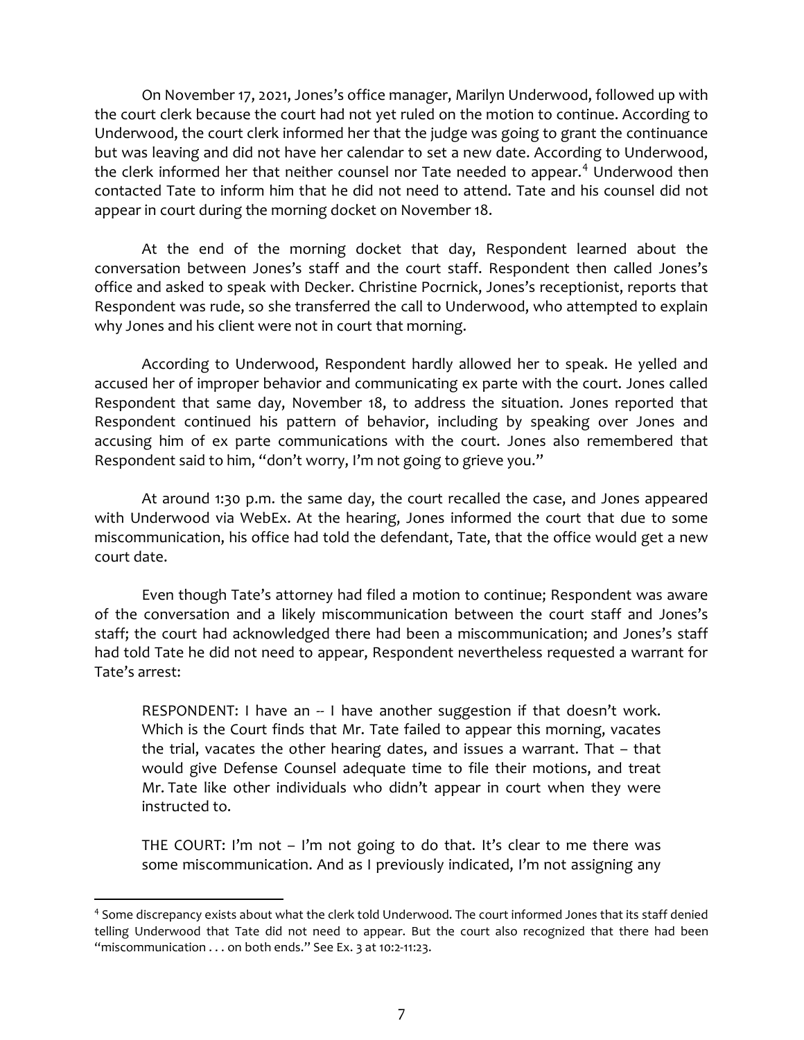On November 17, 2021, Jones's office manager, Marilyn Underwood, followed up with the court clerk because the court had not yet ruled on the motion to continue. According to Underwood, the court clerk informed her that the judge was going to grant the continuance but was leaving and did not have her calendar to set a new date. According to Underwood, the clerk informed her that neither counsel nor Tate needed to appear.[4] Underwood then contacted Tate to inform him that he did not need to attend. Tate and his counsel did not appear in court during the morning docket on November 18.

At the end of the morning docket that day, Respondent learned about the conversation between Jones's staff and the court staff. Respondent then called Jones's office and asked to speak with Decker. Christine Pocrnick, Jones's receptionist, reports that Respondent was rude, so she transferred the call to Underwood, who attempted to explain why Jones and his client were not in court that morning.

According to Underwood, Respondent hardly allowed her to speak. He yelled and accused her of improper behavior and communicating ex parte with the court. Jones called Respondent that same day, November 18, to address the situation. Jones reported that Respondent continued his pattern of behavior, including by speaking over Jones and accusing him of ex parte communications with the court. Jones also remembered that Respondent said to him, "don't worry, I'm not going to grieve you."

At around 1:30 p.m. the same day, the court recalled the case, and Jones appeared with Underwood via WebEx. At the hearing, Jones informed the court that due to some miscommunication, his office had told the defendant, Tate, that the office would get a new court date.

Even though Tate's attorney had filed a motion to continue; Respondent was aware of the conversation and a likely miscommunication between the court staff and Jones's staff; the court had acknowledged there had been a miscommunication; and Jones's staff had told Tate he did not need to appear, Respondent nevertheless requested a warrant for Tate's arrest:

> RESPONDENT: I have an -- I have another suggestion if that doesn't work. Which is the Court finds that Mr. Tate failed to appear this morning, vacates the trial, vacates the other hearing dates, and issues a warrant. That – that would give Defense Counsel adequate time to file their motions, and treat Mr. Tate like other individuals who didn't appear in court when they were instructed to.
>
> THE COURT: I'm not – I'm not going to do that. It's clear to me there was some miscommunication. And as I previously indicated, I'm not assigning any

[4] Some discrepancy exists about what the clerk told Underwood. The court informed Jones that its staff denied telling Underwood that Tate did not need to appear. But the court also recognized that there had been "miscommunication . . . on both ends." See Ex. 3 at 10:2-11:23.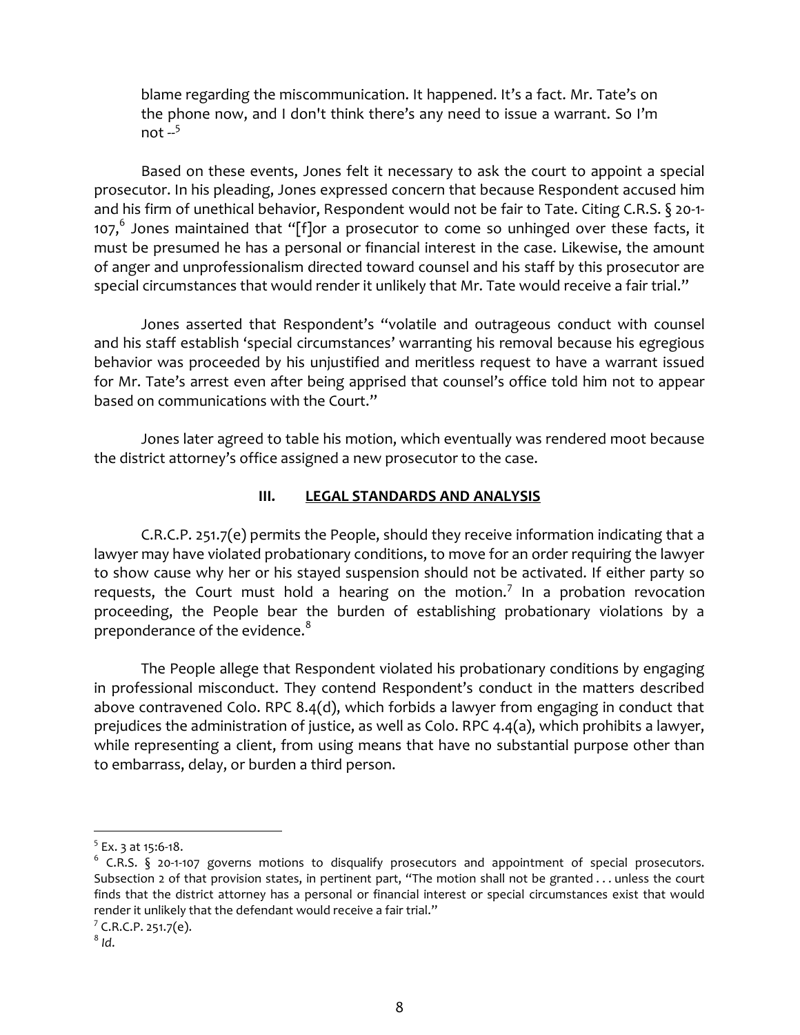> blame regarding the miscommunication. It happened. It's a fact. Mr. Tate's on the phone now, and I don't think there's any need to issue a warrant. So I'm not --[5]

Based on these events, Jones felt it necessary to ask the court to appoint a special prosecutor. In his pleading, Jones expressed concern that because Respondent accused him and his firm of unethical behavior, Respondent would not be fair to Tate. Citing C.R.S. § 20-1-107,[6] Jones maintained that "[f]or a prosecutor to come so unhinged over these facts, it must be presumed he has a personal or financial interest in the case. Likewise, the amount of anger and unprofessionalism directed toward counsel and his staff by this prosecutor are special circumstances that would render it unlikely that Mr. Tate would receive a fair trial."

Jones asserted that Respondent's "volatile and outrageous conduct with counsel and his staff establish 'special circumstances' warranting his removal because his egregious behavior was proceeded by his unjustified and meritless request to have a warrant issued for Mr. Tate's arrest even after being apprised that counsel's office told him not to appear based on communications with the Court."

Jones later agreed to table his motion, which eventually was rendered moot because the district attorney's office assigned a new prosecutor to the case.

## III. LEGAL STANDARDS AND ANALYSIS

C.R.C.P. 251.7(e) permits the People, should they receive information indicating that a lawyer may have violated probationary conditions, to move for an order requiring the lawyer to show cause why her or his stayed suspension should not be activated. If either party so requests, the Court must hold a hearing on the motion.[7] In a probation revocation proceeding, the People bear the burden of establishing probationary violations by a preponderance of the evidence.[8]

The People allege that Respondent violated his probationary conditions by engaging in professional misconduct. They contend Respondent's conduct in the matters described above contravened Colo. RPC 8.4(d), which forbids a lawyer from engaging in conduct that prejudices the administration of justice, as well as Colo. RPC 4.4(a), which prohibits a lawyer, while representing a client, from using means that have no substantial purpose other than to embarrass, delay, or burden a third person.

---

[5] Ex. 3 at 15:6-18.

[6] C.R.S. § 20-1-107 governs motions to disqualify prosecutors and appointment of special prosecutors. Subsection 2 of that provision states, in pertinent part, "The motion shall not be granted . . . unless the court finds that the district attorney has a personal or financial interest or special circumstances exist that would render it unlikely that the defendant would receive a fair trial."

[7] C.R.C.P. 251.7(e).

[8] *Id.*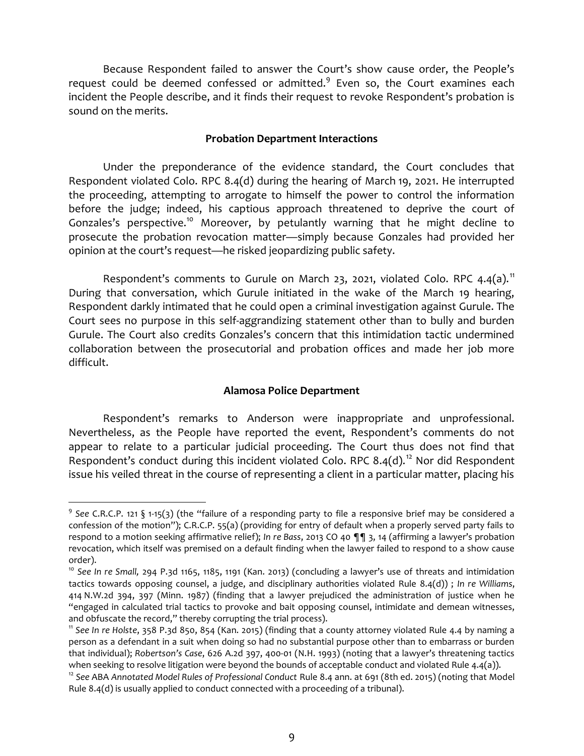Because Respondent failed to answer the Court's show cause order, the People's request could be deemed confessed or admitted.[9] Even so, the Court examines each incident the People describe, and it finds their request to revoke Respondent's probation is sound on the merits.

**Probation Department Interactions**

Under the preponderance of the evidence standard, the Court concludes that Respondent violated Colo. RPC 8.4(d) during the hearing of March 19, 2021. He interrupted the proceeding, attempting to arrogate to himself the power to control the information before the judge; indeed, his captious approach threatened to deprive the court of Gonzales's perspective.[10] Moreover, by petulantly warning that he might decline to prosecute the probation revocation matter—simply because Gonzales had provided her opinion at the court's request—he risked jeopardizing public safety.

Respondent's comments to Gurule on March 23, 2021, violated Colo. RPC 4.4(a).[11] During that conversation, which Gurule initiated in the wake of the March 19 hearing, Respondent darkly intimated that he could open a criminal investigation against Gurule. The Court sees no purpose in this self-aggrandizing statement other than to bully and burden Gurule. The Court also credits Gonzales's concern that this intimidation tactic undermined collaboration between the prosecutorial and probation offices and made her job more difficult.

**Alamosa Police Department**

Respondent's remarks to Anderson were inappropriate and unprofessional. Nevertheless, as the People have reported the event, Respondent's comments do not appear to relate to a particular judicial proceeding. The Court thus does not find that Respondent's conduct during this incident violated Colo. RPC 8.4(d).[12] Nor did Respondent issue his veiled threat in the course of representing a client in a particular matter, placing his

---

[9] *See* C.R.C.P. 121 § 1-15(3) (the "failure of a responding party to file a responsive brief may be considered a confession of the motion"); C.R.C.P. 55(a) (providing for entry of default when a properly served party fails to respond to a motion seeking affirmative relief); *In re Bass*, 2013 CO 40 ¶¶ 3, 14 (affirming a lawyer's probation revocation, which itself was premised on a default finding when the lawyer failed to respond to a show cause order).

[10] *See In re Small,* 294 P.3d 1165, 1185, 1191 (Kan. 2013) (concluding a lawyer's use of threats and intimidation tactics towards opposing counsel, a judge, and disciplinary authorities violated Rule 8.4(d)) ; *In re Williams*, 414 N.W.2d 394, 397 (Minn. 1987) (finding that a lawyer prejudiced the administration of justice when he "engaged in calculated trial tactics to provoke and bait opposing counsel, intimidate and demean witnesses, and obfuscate the record," thereby corrupting the trial process).

[11] *See In re Holste*, 358 P.3d 850, 854 (Kan. 2015) (finding that a county attorney violated Rule 4.4 by naming a person as a defendant in a suit when doing so had no substantial purpose other than to embarrass or burden that individual); *Robertson's Case*, 626 A.2d 397, 400-01 (N.H. 1993) (noting that a lawyer's threatening tactics when seeking to resolve litigation were beyond the bounds of acceptable conduct and violated Rule 4.4(a)).

[12] *See* ABA *Annotated Model Rules of Professional Conduct* Rule 8.4 ann. at 691 (8th ed. 2015) (noting that Model Rule 8.4(d) is usually applied to conduct connected with a proceeding of a tribunal).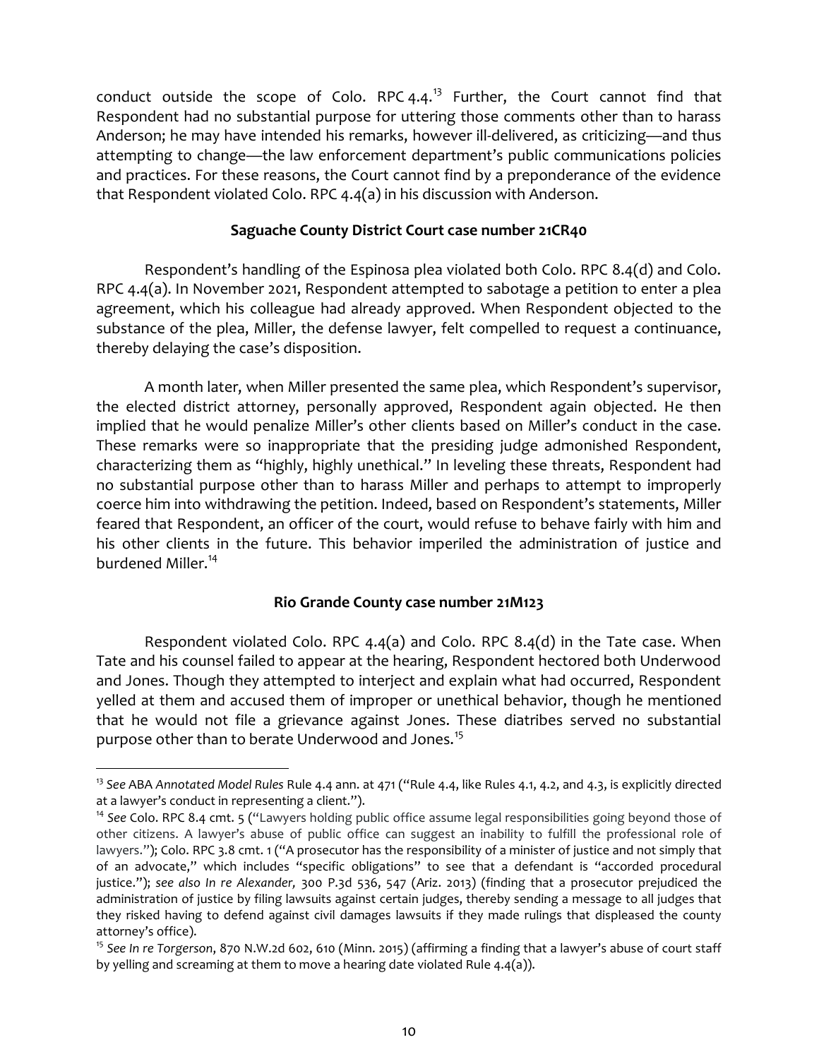conduct outside the scope of Colo. RPC 4.4.[13] Further, the Court cannot find that Respondent had no substantial purpose for uttering those comments other than to harass Anderson; he may have intended his remarks, however ill-delivered, as criticizing—and thus attempting to change—the law enforcement department's public communications policies and practices. For these reasons, the Court cannot find by a preponderance of the evidence that Respondent violated Colo. RPC 4.4(a) in his discussion with Anderson.

**Saguache County District Court case number 21CR40**

Respondent's handling of the Espinosa plea violated both Colo. RPC 8.4(d) and Colo. RPC 4.4(a). In November 2021, Respondent attempted to sabotage a petition to enter a plea agreement, which his colleague had already approved. When Respondent objected to the substance of the plea, Miller, the defense lawyer, felt compelled to request a continuance, thereby delaying the case's disposition.

A month later, when Miller presented the same plea, which Respondent's supervisor, the elected district attorney, personally approved, Respondent again objected. He then implied that he would penalize Miller's other clients based on Miller's conduct in the case. These remarks were so inappropriate that the presiding judge admonished Respondent, characterizing them as "highly, highly unethical." In leveling these threats, Respondent had no substantial purpose other than to harass Miller and perhaps to attempt to improperly coerce him into withdrawing the petition. Indeed, based on Respondent's statements, Miller feared that Respondent, an officer of the court, would refuse to behave fairly with him and his other clients in the future. This behavior imperiled the administration of justice and burdened Miller.[14]

**Rio Grande County case number 21M123**

Respondent violated Colo. RPC 4.4(a) and Colo. RPC 8.4(d) in the Tate case. When Tate and his counsel failed to appear at the hearing, Respondent hectored both Underwood and Jones. Though they attempted to interject and explain what had occurred, Respondent yelled at them and accused them of improper or unethical behavior, though he mentioned that he would not file a grievance against Jones. These diatribes served no substantial purpose other than to berate Underwood and Jones.[15]

---

[13] *See* ABA *Annotated Model Rules* Rule 4.4 ann. at 471 ("Rule 4.4, like Rules 4.1, 4.2, and 4.3, is explicitly directed at a lawyer's conduct in representing a client.").

[14] *See* Colo. RPC 8.4 cmt. 5 ("Lawyers holding public office assume legal responsibilities going beyond those of other citizens. A lawyer's abuse of public office can suggest an inability to fulfill the professional role of lawyers."); Colo. RPC 3.8 cmt. 1 ("A prosecutor has the responsibility of a minister of justice and not simply that of an advocate," which includes "specific obligations" to see that a defendant is "accorded procedural justice."); *see also In re Alexander*, 300 P.3d 536, 547 (Ariz. 2013) (finding that a prosecutor prejudiced the administration of justice by filing lawsuits against certain judges, thereby sending a message to all judges that they risked having to defend against civil damages lawsuits if they made rulings that displeased the county attorney's office).

[15] *See In re Torgerson*, 870 N.W.2d 602, 610 (Minn. 2015) (affirming a finding that a lawyer's abuse of court staff by yelling and screaming at them to move a hearing date violated Rule 4.4(a)).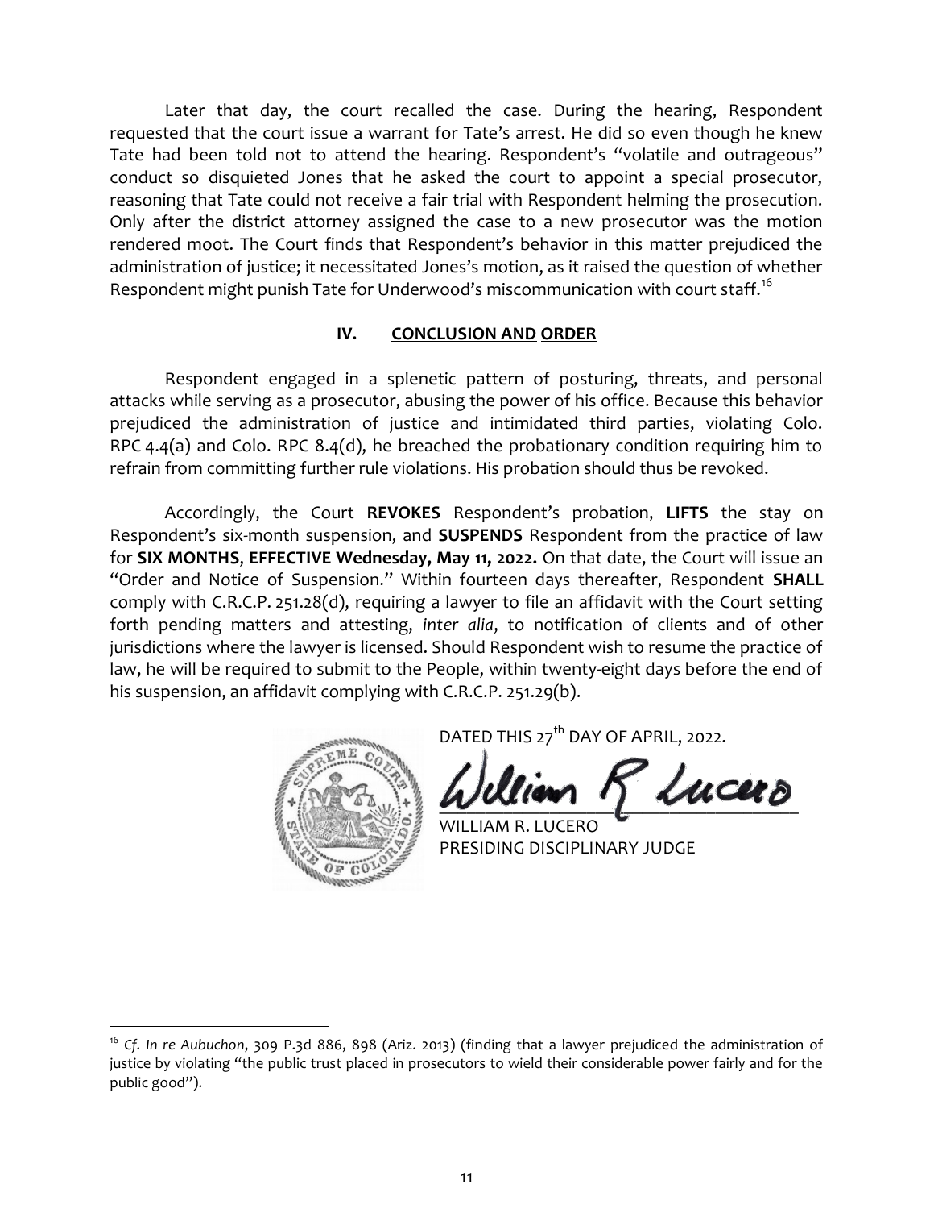Later that day, the court recalled the case. During the hearing, Respondent requested that the court issue a warrant for Tate's arrest. He did so even though he knew Tate had been told not to attend the hearing. Respondent's "volatile and outrageous" conduct so disquieted Jones that he asked the court to appoint a special prosecutor, reasoning that Tate could not receive a fair trial with Respondent helming the prosecution. Only after the district attorney assigned the case to a new prosecutor was the motion rendered moot. The Court finds that Respondent's behavior in this matter prejudiced the administration of justice; it necessitated Jones's motion, as it raised the question of whether Respondent might punish Tate for Underwood's miscommunication with court staff.[16]

## IV. CONCLUSION AND ORDER

Respondent engaged in a splenetic pattern of posturing, threats, and personal attacks while serving as a prosecutor, abusing the power of his office. Because this behavior prejudiced the administration of justice and intimidated third parties, violating Colo. RPC 4.4(a) and Colo. RPC 8.4(d), he breached the probationary condition requiring him to refrain from committing further rule violations. His probation should thus be revoked.

Accordingly, the Court **REVOKES** Respondent's probation, **LIFTS** the stay on Respondent's six-month suspension, and **SUSPENDS** Respondent from the practice of law for **SIX MONTHS**, **EFFECTIVE Wednesday, May 11, 2022.** On that date, the Court will issue an "Order and Notice of Suspension." Within fourteen days thereafter, Respondent **SHALL** comply with C.R.C.P. 251.28(d), requiring a lawyer to file an affidavit with the Court setting forth pending matters and attesting, *inter alia*, to notification of clients and of other jurisdictions where the lawyer is licensed. Should Respondent wish to resume the practice of law, he will be required to submit to the People, within twenty-eight days before the end of his suspension, an affidavit complying with C.R.C.P. 251.29(b).

DATED THIS 27th DAY OF APRIL, 2022.

WILLIAM R. LUCERO
PRESIDING DISCIPLINARY JUDGE

---

[16] *Cf. In re Aubuchon*, 309 P.3d 886, 898 (Ariz. 2013) (finding that a lawyer prejudiced the administration of justice by violating "the public trust placed in prosecutors to wield their considerable power fairly and for the public good").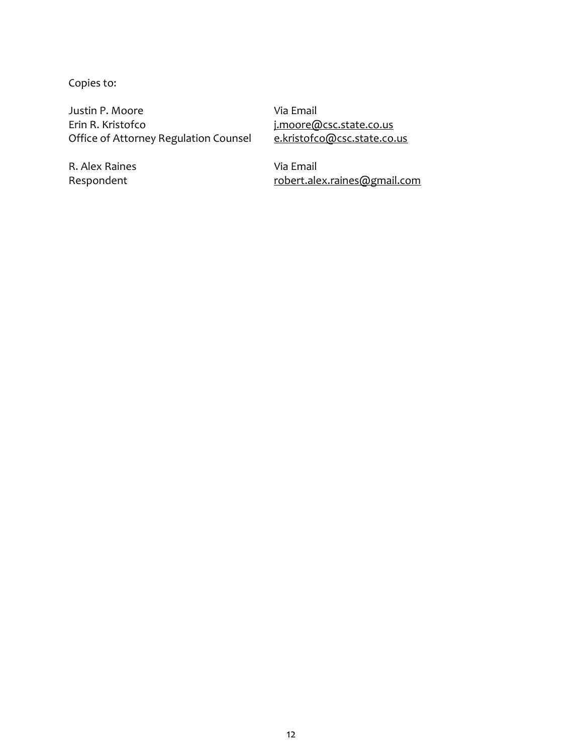Copies to:

| | |
|---|---|
| Justin P. Moore<br>Erin R. Kristofco<br>Office of Attorney Regulation Counsel | Via Email<br>j.moore@csc.state.co.us<br>e.kristofco@csc.state.co.us |
| R. Alex Raines<br>Respondent | Via Email<br>robert.alex.raines@gmail.com |